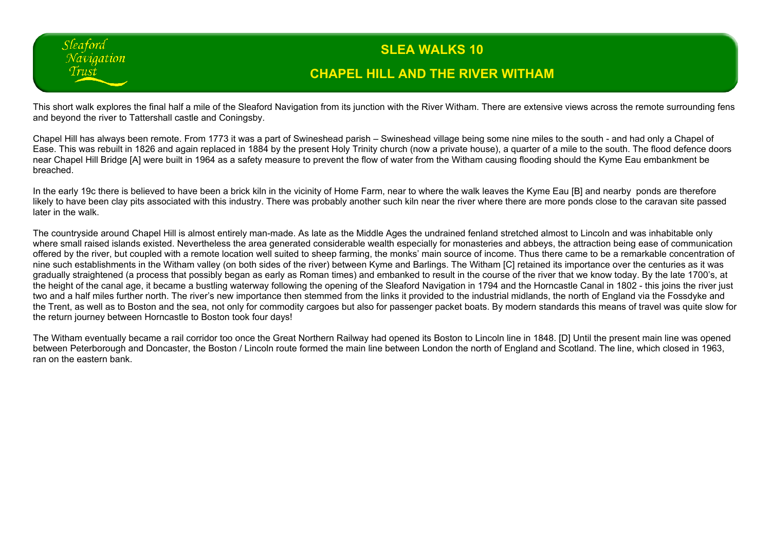Sleaford Navigation Trust

# SLEA WALKS 10

## CHAPEL HILL AND THE RIVER WITHAM

This short walk explores the final half a mile of the Sleaford Navigation from its junction with the River Witham. There are extensive views across the remote surrounding fens and beyond the river to Tattershall castle and Coningsby.

Chapel Hill has always been remote. From 1773 it was a part of Swineshead parish – Swineshead village being some nine miles to the south - and had only a Chapel of Ease. This was rebuilt in 1826 and again replaced in 1884 by the present Holy Trinity church (now a private house), a quarter of a mile to the south. The flood defence doors near Chapel Hill Bridge [A] were built in 1964 as a safety measure to prevent the flow of water from the Witham causing flooding should the Kyme Eau embankment be breached.

In the early 19c there is believed to have been a brick kiln in the vicinity of Home Farm, near to where the walk leaves the Kyme Eau [B] and nearby ponds are therefore likely to have been clay pits associated with this industry. There was probably another such kiln near the river where there are more ponds close to the caravan site passed later in the walk.

The countryside around Chapel Hill is almost entirely man-made. As late as the Middle Ages the undrained fenland stretched almost to Lincoln and was inhabitable only where small raised islands existed. Nevertheless the area generated considerable wealth especially for monasteries and abbeys, the attraction being ease of communication offered by the river, but coupled with a remote location well suited to sheep farming, the monks' main source of income. Thus there came to be a remarkable concentration of nine such establishments in the Witham valley (on both sides of the river) between Kyme and Barlings. The Witham [C] retained its importance over the centuries as it was gradually straightened (a process that possibly began as early as Roman times) and embanked to result in the course of the river that we know today. By the late 1700's, at the height of the canal age, it became a bustling waterway following the opening of the Sleaford Navigation in 1794 and the Horncastle Canal in 1802 - this joins the river just two and a half miles further north. The river's new importance then stemmed from the links it provided to the industrial midlands, the north of England via the Fossdyke and the Trent, as well as to Boston and the sea, not only for commodity cargoes but also for passenger packet boats. By modern standards this means of travel was quite slow for the return journey between Horncastle to Boston took four days!

The Witham eventually became a rail corridor too once the Great Northern Railway had opened its Boston to Lincoln line in 1848. [D] Until the present main line was opened between Peterborough and Doncaster, the Boston / Lincoln route formed the main line between London the north of England and Scotland. The line, which closed in 1963, ran on the eastern bank.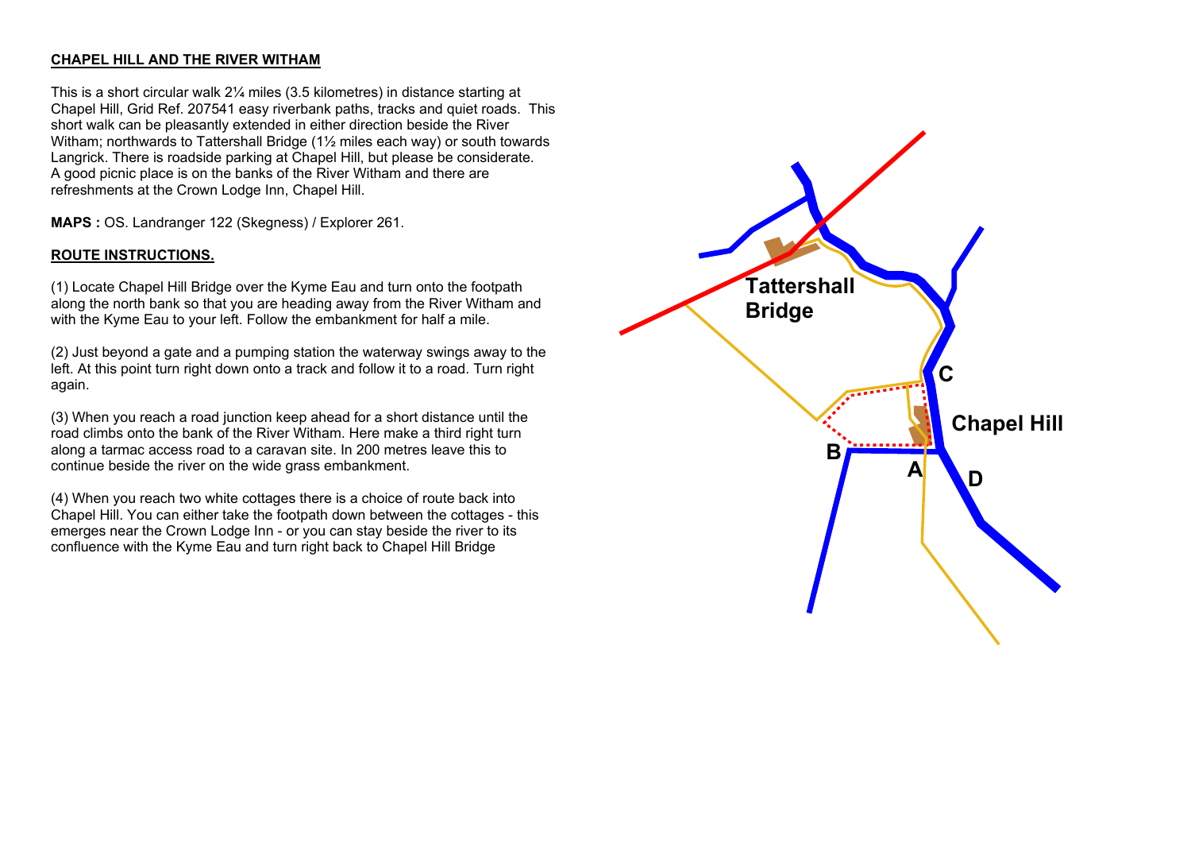## CHAPEL HILL AND THE RIVER WITHAM

This is a short circular walk 2¼ miles (3.5 kilometres) in distance starting at Chapel Hill, Grid Ref. 207541 easy riverbank paths, tracks and quiet roads. This short walk can be pleasantly extended in either direction beside the River Witham; northwards to Tattershall Bridge (1½ miles each way) or south towards Langrick. There is roadside parking at Chapel Hill, but please be considerate. A good picnic place is on the banks of the River Witham and there are refreshments at the Crown Lodge Inn, Chapel Hill.

**MAPS :** OS. Landranger 122 (Skegness) / Explorer 261.

## ROUTE INSTRUCTIONS.

(1) Locate Chapel Hill Bridge over the Kyme Eau and turn onto the footpath along the north bank so that you are heading away from the River Witham and with the Kyme Eau to your left. Follow the embankment for half a mile.

(2) Just beyond a gate and a pumping station the waterway swings away to the left. At this point turn right down onto a track and follow it to a road. Turn right again.

(3) When you reach a road junction keep ahead for a short distance until the road climbs onto the bank of the River Witham. Here make a third right turn along a tarmac access road to a caravan site. In 200 metres leave this to continue beside the river on the wide grass embankment.

(4) When you reach two white cottages there is a choice of route back into Chapel Hill. You can either take the footpath down between the cottages - this emerges near the Crown Lodge Inn - or you can stay beside the river to its confluence with the Kyme Eau and turn right back to Chapel Hill Bridge

Tattershall Bridge

C

Chapel Hill

B

A

D